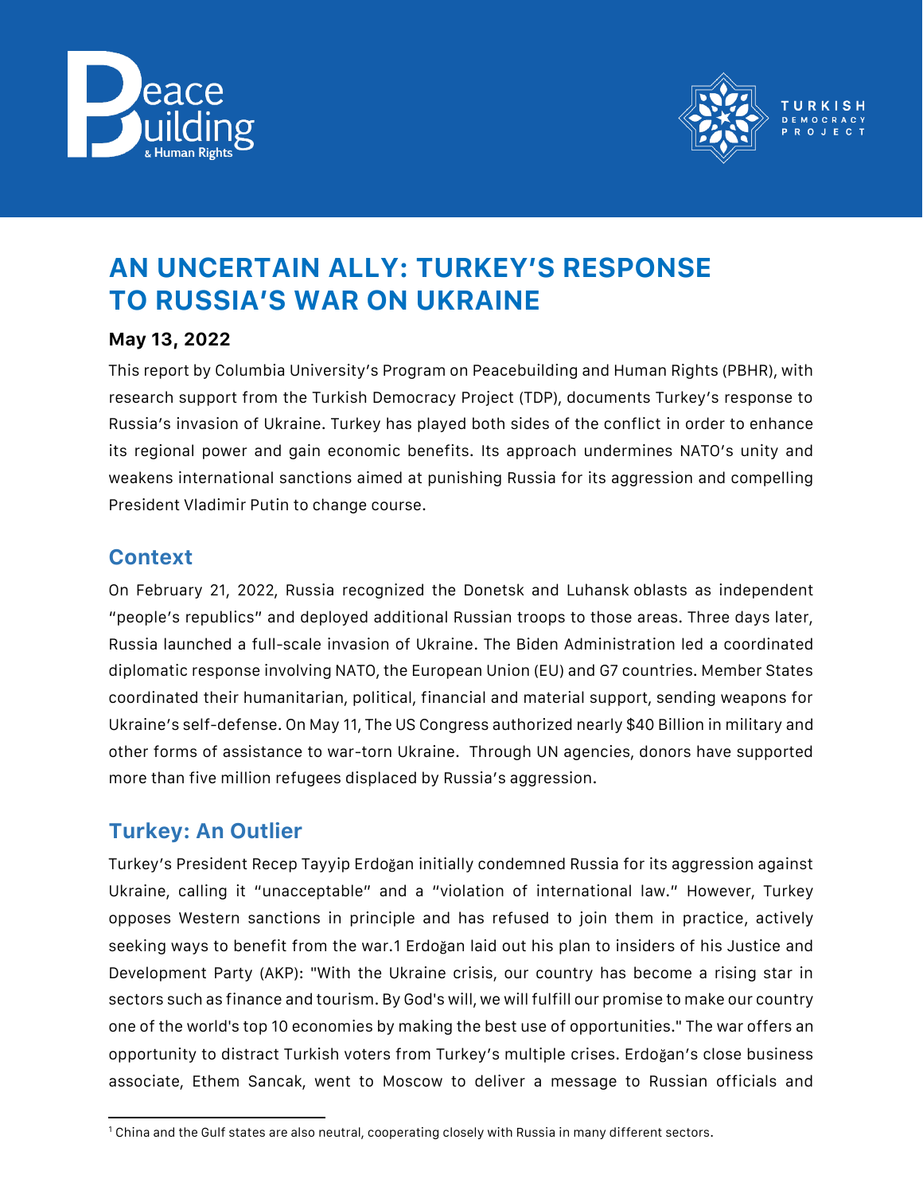# AN UNCERTAIN ALLY: TURKEY'S RESPONSE TO RUSSIA'S WAR ON UKRAINE

**May 13, 2022**

This report by Columbia University's Program on Peacebuilding and Human Rights (PBHR), with research support from the Turkish Democracy Project (TDP), documents Turkey's response to Russia's invasion of Ukraine. Turkey has played both sides of the conflict in order to enhance its regional power and gain economic benefits. Its approach undermines NATO's unity and weakens international sanctions aimed at punishing Russia for its aggression and compelling President Vladimir Putin to change course.

## Context

On February 21, 2022, Russia recognized the Donetsk and Luhansk oblasts as independent "people's republics" and deployed additional Russian troops to those areas. Three days later, Russia launched a full-scale invasion of Ukraine. The Biden Administration led a coordinated diplomatic response involving NATO, the European Union (EU) and G7 countries. Member States coordinated their humanitarian, political, financial and material support, sending weapons for Ukraine's self-defense. On May 11, The US Congress authorized nearly $40 Billion in military and other forms of assistance to war-torn Ukraine. Through UN agencies, donors have supported more than five million refugees displaced by Russia's aggression.

## Turkey: An Outlier

Turkey's President Recep Tayyip Erdoğan initially condemned Russia for its aggression against Ukraine, calling it "unacceptable" and a "violation of international law." However, Turkey opposes Western sanctions in principle and has refused to join them in practice, actively seeking ways to benefit from the war.[1] Erdoğan laid out his plan to insiders of his Justice and Development Party (AKP): "With the Ukraine crisis, our country has become a rising star in sectors such as finance and tourism. By God's will, we will fulfill our promise to make our country one of the world's top 10 economies by making the best use of opportunities." The war offers an opportunity to distract Turkish voters from Turkey's multiple crises. Erdoğan's close business associate, Ethem Sancak, went to Moscow to deliver a message to Russian officials and

---

[1] China and the Gulf states are also neutral, cooperating closely with Russia in many different sectors.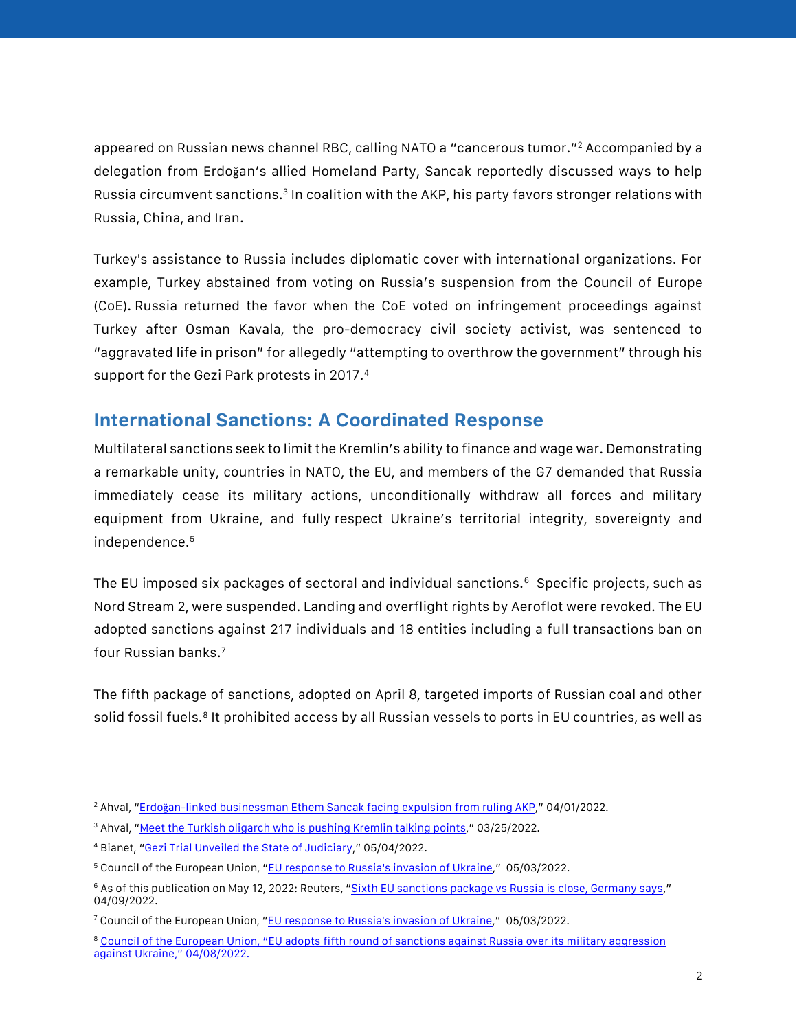appeared on Russian news channel RBC, calling NATO a "cancerous tumor."[2] Accompanied by a delegation from Erdoğan's allied Homeland Party, Sancak reportedly discussed ways to help Russia circumvent sanctions.[3] In coalition with the AKP, his party favors stronger relations with Russia, China, and Iran.

Turkey's assistance to Russia includes diplomatic cover with international organizations. For example, Turkey abstained from voting on Russia's suspension from the Council of Europe (CoE). Russia returned the favor when the CoE voted on infringement proceedings against Turkey after Osman Kavala, the pro-democracy civil society activist, was sentenced to "aggravated life in prison" for allegedly "attempting to overthrow the government" through his support for the Gezi Park protests in 2017.[4]

## International Sanctions: A Coordinated Response

Multilateral sanctions seek to limit the Kremlin's ability to finance and wage war. Demonstrating a remarkable unity, countries in NATO, the EU, and members of the G7 demanded that Russia immediately cease its military actions, unconditionally withdraw all forces and military equipment from Ukraine, and fully respect Ukraine's territorial integrity, sovereignty and independence.[5]

The EU imposed six packages of sectoral and individual sanctions.[6] Specific projects, such as Nord Stream 2, were suspended. Landing and overflight rights by Aeroflot were revoked. The EU adopted sanctions against 217 individuals and 18 entities including a full transactions ban on four Russian banks.[7]

The fifth package of sanctions, adopted on April 8, targeted imports of Russian coal and other solid fossil fuels.[8] It prohibited access by all Russian vessels to ports in EU countries, as well as

---

[2] Ahval, "Erdoğan-linked businessman Ethem Sancak facing expulsion from ruling AKP," 04/01/2022.

[3] Ahval, "Meet the Turkish oligarch who is pushing Kremlin talking points," 03/25/2022.

[4] Bianet, "Gezi Trial Unveiled the State of Judiciary," 05/04/2022.

[5] Council of the European Union, "EU response to Russia's invasion of Ukraine," 05/03/2022.

[6] As of this publication on May 12, 2022: Reuters, "Sixth EU sanctions package vs Russia is close, Germany says," 04/09/2022.

[7] Council of the European Union, "EU response to Russia's invasion of Ukraine," 05/03/2022.

[8] Council of the European Union, "EU adopts fifth round of sanctions against Russia over its military aggression against Ukraine," 04/08/2022.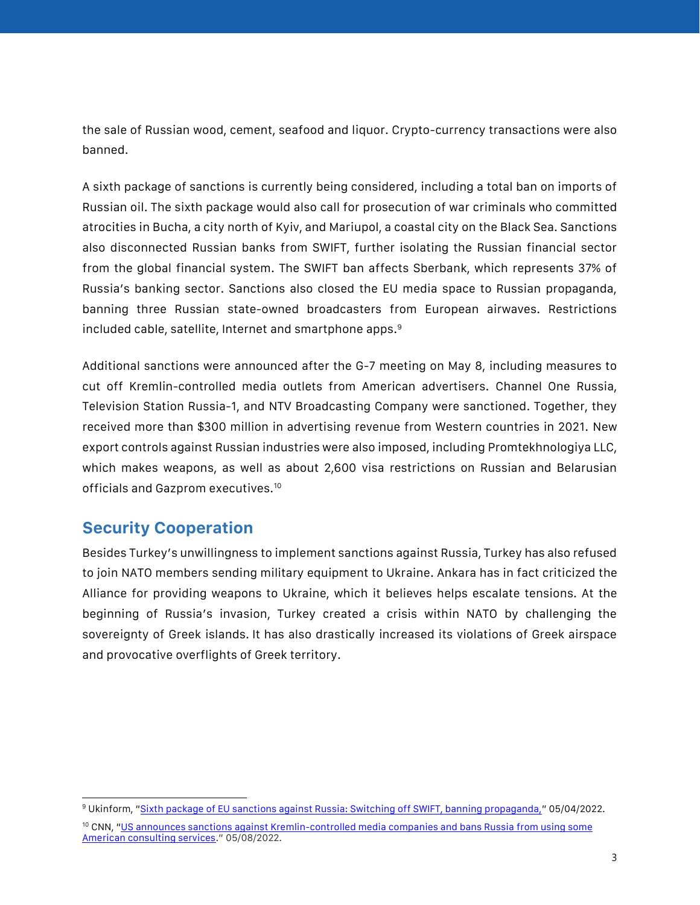the sale of Russian wood, cement, seafood and liquor. Crypto-currency transactions were also banned.

A sixth package of sanctions is currently being considered, including a total ban on imports of Russian oil. The sixth package would also call for prosecution of war criminals who committed atrocities in Bucha, a city north of Kyiv, and Mariupol, a coastal city on the Black Sea. Sanctions also disconnected Russian banks from SWIFT, further isolating the Russian financial sector from the global financial system. The SWIFT ban affects Sberbank, which represents 37% of Russia's banking sector. Sanctions also closed the EU media space to Russian propaganda, banning three Russian state-owned broadcasters from European airwaves. Restrictions included cable, satellite, Internet and smartphone apps.[9]

Additional sanctions were announced after the G-7 meeting on May 8, including measures to cut off Kremlin-controlled media outlets from American advertisers. Channel One Russia, Television Station Russia-1, and NTV Broadcasting Company were sanctioned. Together, they received more than $300 million in advertising revenue from Western countries in 2021. New export controls against Russian industries were also imposed, including Promtekhnologiya LLC, which makes weapons, as well as about 2,600 visa restrictions on Russian and Belarusian officials and Gazprom executives.[10]

## Security Cooperation

Besides Turkey's unwillingness to implement sanctions against Russia, Turkey has also refused to join NATO members sending military equipment to Ukraine. Ankara has in fact criticized the Alliance for providing weapons to Ukraine, which it believes helps escalate tensions. At the beginning of Russia's invasion, Turkey created a crisis within NATO by challenging the sovereignty of Greek islands. It has also drastically increased its violations of Greek airspace and provocative overflights of Greek territory.

---

[9] Ukinform, "Sixth package of EU sanctions against Russia: Switching off SWIFT, banning propaganda," 05/04/2022.

[10] CNN, "US announces sanctions against Kremlin-controlled media companies and bans Russia from using some American consulting services." 05/08/2022.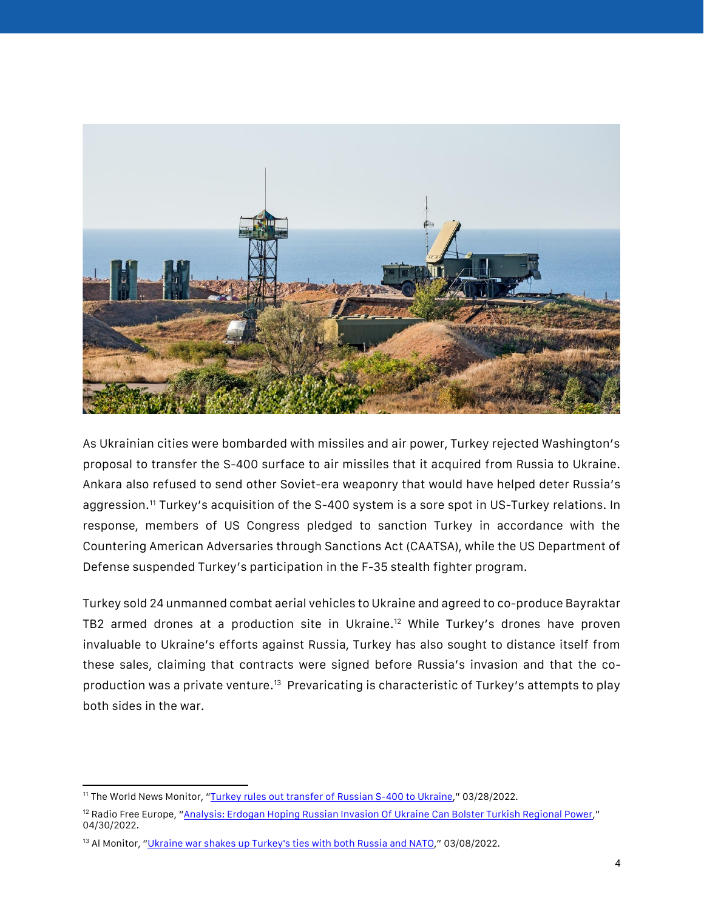As Ukrainian cities were bombarded with missiles and air power, Turkey rejected Washington's proposal to transfer the S-400 surface to air missiles that it acquired from Russia to Ukraine. Ankara also refused to send other Soviet-era weaponry that would have helped deter Russia's aggression.[11] Turkey's acquisition of the S-400 system is a sore spot in US-Turkey relations. In response, members of US Congress pledged to sanction Turkey in accordance with the Countering American Adversaries through Sanctions Act (CAATSA), while the US Department of Defense suspended Turkey's participation in the F-35 stealth fighter program.

Turkey sold 24 unmanned combat aerial vehicles to Ukraine and agreed to co-produce Bayraktar TB2 armed drones at a production site in Ukraine.[12] While Turkey's drones have proven invaluable to Ukraine's efforts against Russia, Turkey has also sought to distance itself from these sales, claiming that contracts were signed before Russia's invasion and that the co-production was a private venture.[13] Prevaricating is characteristic of Turkey's attempts to play both sides in the war.

---

[11] The World News Monitor, "Turkey rules out transfer of Russian S-400 to Ukraine," 03/28/2022.

[12] Radio Free Europe, "Analysis: Erdogan Hoping Russian Invasion Of Ukraine Can Bolster Turkish Regional Power," 04/30/2022.

[13] Al Monitor, "Ukraine war shakes up Turkey's ties with both Russia and NATO," 03/08/2022.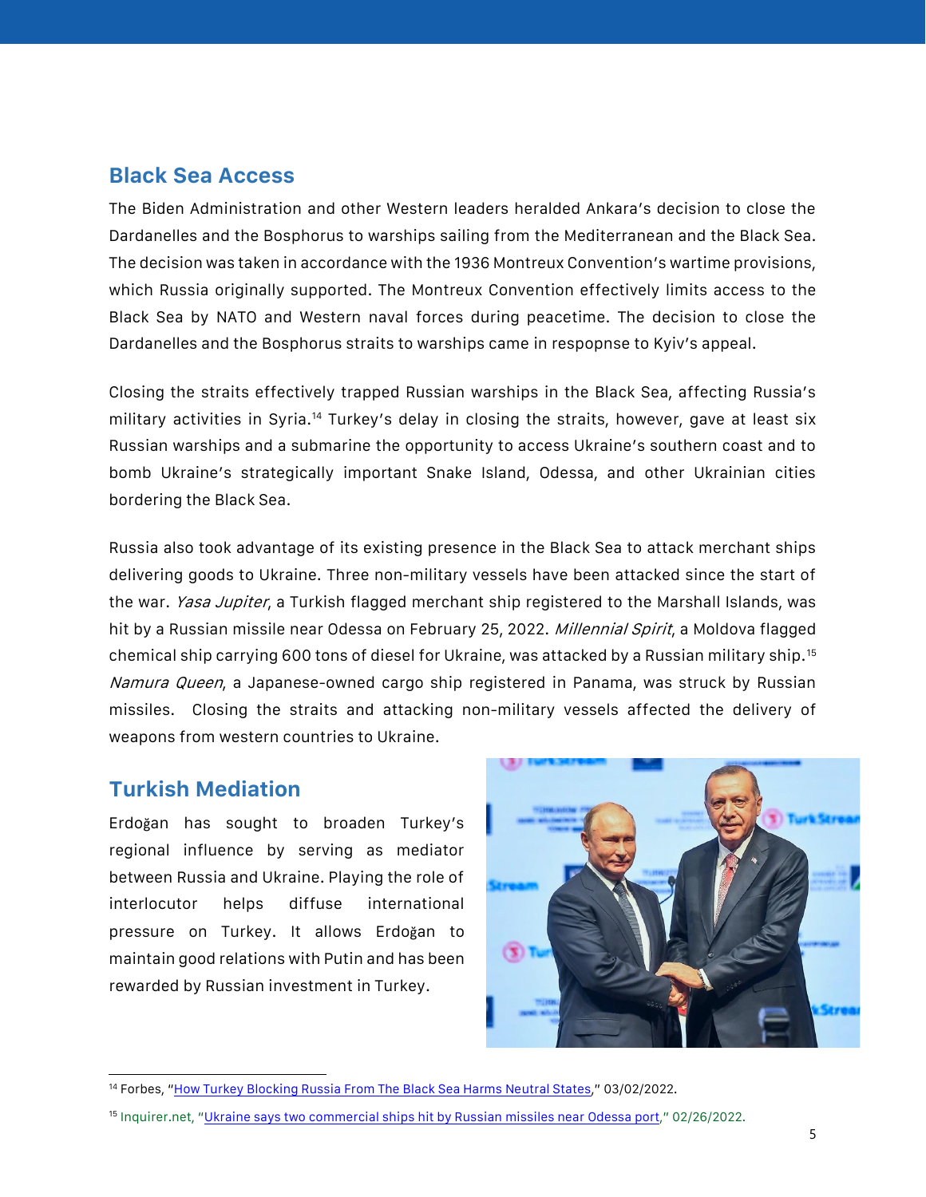## Black Sea Access

The Biden Administration and other Western leaders heralded Ankara's decision to close the Dardanelles and the Bosphorus to warships sailing from the Mediterranean and the Black Sea. The decision was taken in accordance with the 1936 Montreux Convention's wartime provisions, which Russia originally supported. The Montreux Convention effectively limits access to the Black Sea by NATO and Western naval forces during peacetime. The decision to close the Dardanelles and the Bosphorus straits to warships came in respopnse to Kyiv's appeal.

Closing the straits effectively trapped Russian warships in the Black Sea, affecting Russia's military activities in Syria.[14] Turkey's delay in closing the straits, however, gave at least six Russian warships and a submarine the opportunity to access Ukraine's southern coast and to bomb Ukraine's strategically important Snake Island, Odessa, and other Ukrainian cities bordering the Black Sea.

Russia also took advantage of its existing presence in the Black Sea to attack merchant ships delivering goods to Ukraine. Three non-military vessels have been attacked since the start of the war. *Yasa Jupiter*, a Turkish flagged merchant ship registered to the Marshall Islands, was hit by a Russian missile near Odessa on February 25, 2022. *Millennial Spirit*, a Moldova flagged chemical ship carrying 600 tons of diesel for Ukraine, was attacked by a Russian military ship.[15] *Namura Queen*, a Japanese-owned cargo ship registered in Panama, was struck by Russian missiles. Closing the straits and attacking non-military vessels affected the delivery of weapons from western countries to Ukraine.

## Turkish Mediation

Erdoğan has sought to broaden Turkey's regional influence by serving as mediator between Russia and Ukraine. Playing the role of interlocutor helps diffuse international pressure on Turkey. It allows Erdoğan to maintain good relations with Putin and has been rewarded by Russian investment in Turkey.

---

[14] Forbes, "How Turkey Blocking Russia From The Black Sea Harms Neutral States," 03/02/2022.

[15] Inquirer.net, "Ukraine says two commercial ships hit by Russian missiles near Odessa port," 02/26/2022.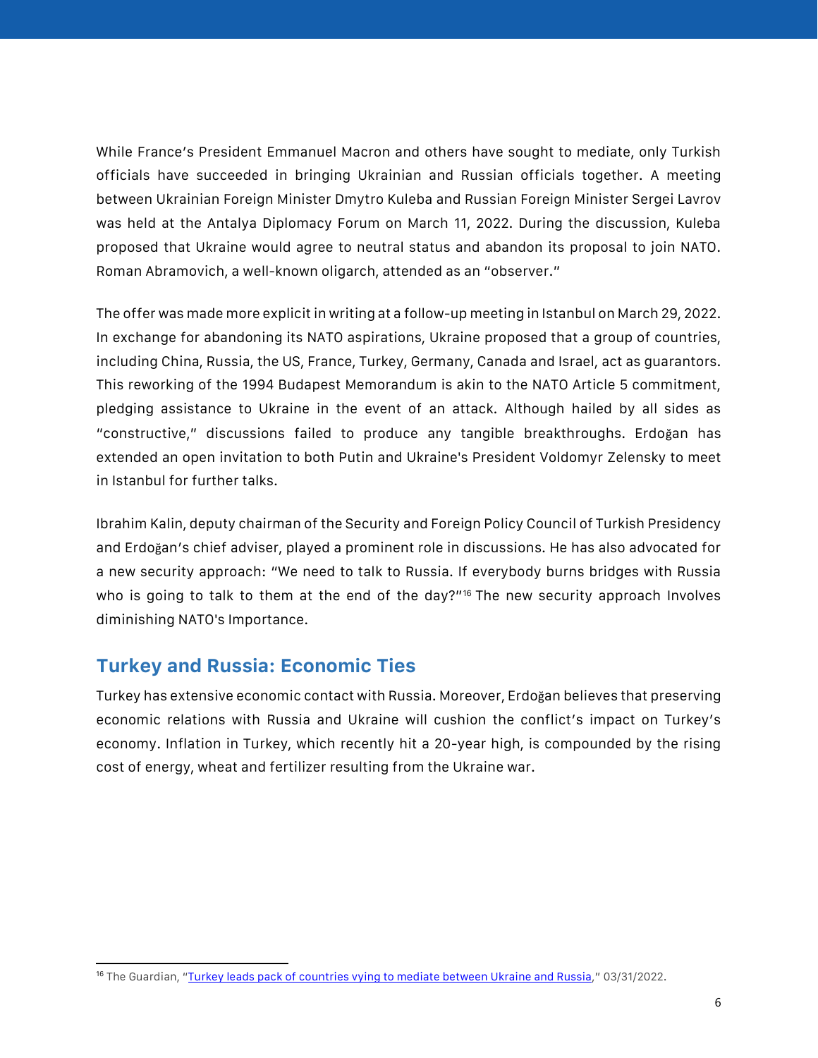While France's President Emmanuel Macron and others have sought to mediate, only Turkish officials have succeeded in bringing Ukrainian and Russian officials together. A meeting between Ukrainian Foreign Minister Dmytro Kuleba and Russian Foreign Minister Sergei Lavrov was held at the Antalya Diplomacy Forum on March 11, 2022. During the discussion, Kuleba proposed that Ukraine would agree to neutral status and abandon its proposal to join NATO. Roman Abramovich, a well-known oligarch, attended as an "observer."

The offer was made more explicit in writing at a follow-up meeting in Istanbul on March 29, 2022. In exchange for abandoning its NATO aspirations, Ukraine proposed that a group of countries, including China, Russia, the US, France, Turkey, Germany, Canada and Israel, act as guarantors. This reworking of the 1994 Budapest Memorandum is akin to the NATO Article 5 commitment, pledging assistance to Ukraine in the event of an attack. Although hailed by all sides as "constructive," discussions failed to produce any tangible breakthroughs. Erdoğan has extended an open invitation to both Putin and Ukraine's President Voldomyr Zelensky to meet in Istanbul for further talks.

Ibrahim Kalin, deputy chairman of the Security and Foreign Policy Council of Turkish Presidency and Erdoğan's chief adviser, played a prominent role in discussions. He has also advocated for a new security approach: "We need to talk to Russia. If everybody burns bridges with Russia who is going to talk to them at the end of the day?"[16] The new security approach Involves diminishing NATO's Importance.

## Turkey and Russia: Economic Ties

Turkey has extensive economic contact with Russia. Moreover, Erdoğan believes that preserving economic relations with Russia and Ukraine will cushion the conflict's impact on Turkey's economy. Inflation in Turkey, which recently hit a 20-year high, is compounded by the rising cost of energy, wheat and fertilizer resulting from the Ukraine war.

---

[16] The Guardian, "Turkey leads pack of countries vying to mediate between Ukraine and Russia," 03/31/2022.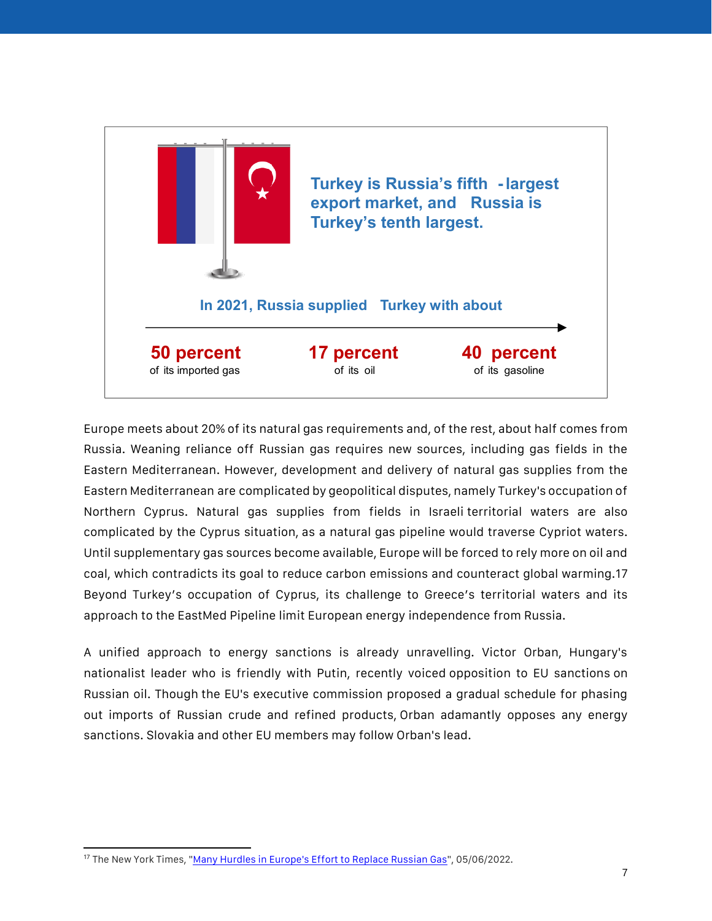**Turkey is Russia's fifth-largest export market, and Russia is Turkey's tenth largest.**

**In 2021, Russia supplied Turkey with about**

| **50 percent** | **17 percent** | **40 percent** |
|---|---|---|
| of its imported gas | of its oil | of its gasoline |

Europe meets about 20% of its natural gas requirements and, of the rest, about half comes from Russia. Weaning reliance off Russian gas requires new sources, including gas fields in the Eastern Mediterranean. However, development and delivery of natural gas supplies from the Eastern Mediterranean are complicated by geopolitical disputes, namely Turkey's occupation of Northern Cyprus. Natural gas supplies from fields in Israeli territorial waters are also complicated by the Cyprus situation, as a natural gas pipeline would traverse Cypriot waters. Until supplementary gas sources become available, Europe will be forced to rely more on oil and coal, which contradicts its goal to reduce carbon emissions and counteract global warming.[17] Beyond Turkey's occupation of Cyprus, its challenge to Greece's territorial waters and its approach to the EastMed Pipeline limit European energy independence from Russia.

A unified approach to energy sanctions is already unravelling. Victor Orban, Hungary's nationalist leader who is friendly with Putin, recently voiced opposition to EU sanctions on Russian oil. Though the EU's executive commission proposed a gradual schedule for phasing out imports of Russian crude and refined products, Orban adamantly opposes any energy sanctions. Slovakia and other EU members may follow Orban's lead.

[17] The New York Times, "Many Hurdles in Europe's Effort to Replace Russian Gas", 05/06/2022.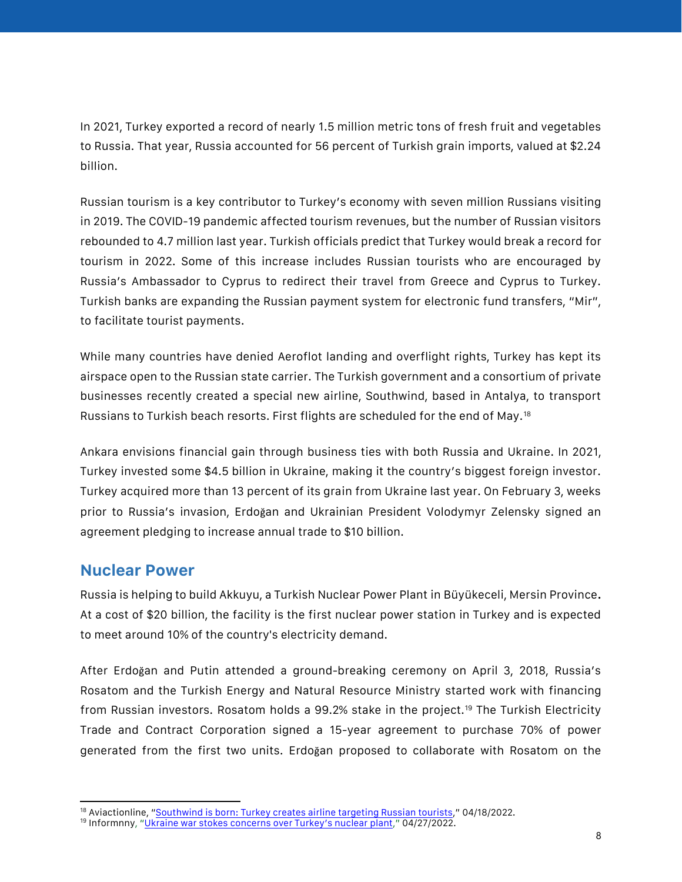In 2021, Turkey exported a record of nearly 1.5 million metric tons of fresh fruit and vegetables to Russia. That year, Russia accounted for 56 percent of Turkish grain imports, valued at $2.24 billion.

Russian tourism is a key contributor to Turkey's economy with seven million Russians visiting in 2019. The COVID-19 pandemic affected tourism revenues, but the number of Russian visitors rebounded to 4.7 million last year. Turkish officials predict that Turkey would break a record for tourism in 2022. Some of this increase includes Russian tourists who are encouraged by Russia's Ambassador to Cyprus to redirect their travel from Greece and Cyprus to Turkey. Turkish banks are expanding the Russian payment system for electronic fund transfers, "Mir", to facilitate tourist payments.

While many countries have denied Aeroflot landing and overflight rights, Turkey has kept its airspace open to the Russian state carrier. The Turkish government and a consortium of private businesses recently created a special new airline, Southwind, based in Antalya, to transport Russians to Turkish beach resorts. First flights are scheduled for the end of May.[18]

Ankara envisions financial gain through business ties with both Russia and Ukraine. In 2021, Turkey invested some $4.5 billion in Ukraine, making it the country's biggest foreign investor. Turkey acquired more than 13 percent of its grain from Ukraine last year. On February 3, weeks prior to Russia's invasion, Erdoğan and Ukrainian President Volodymyr Zelensky signed an agreement pledging to increase annual trade to $10 billion.

## Nuclear Power

Russia is helping to build Akkuyu, a Turkish Nuclear Power Plant in Büyükeceli, Mersin Province. At a cost of $20 billion, the facility is the first nuclear power station in Turkey and is expected to meet around 10% of the country's electricity demand.

After Erdoğan and Putin attended a ground-breaking ceremony on April 3, 2018, Russia's Rosatom and the Turkish Energy and Natural Resource Ministry started work with financing from Russian investors. Rosatom holds a 99.2% stake in the project.[19] The Turkish Electricity Trade and Contract Corporation signed a 15-year agreement to purchase 70% of power generated from the first two units. Erdoğan proposed to collaborate with Rosatom on the

---

[18] Aviactionline, "Southwind is born: Turkey creates airline targeting Russian tourists," 04/18/2022.

[19] Informnny, "Ukraine war stokes concerns over Turkey's nuclear plant," 04/27/2022.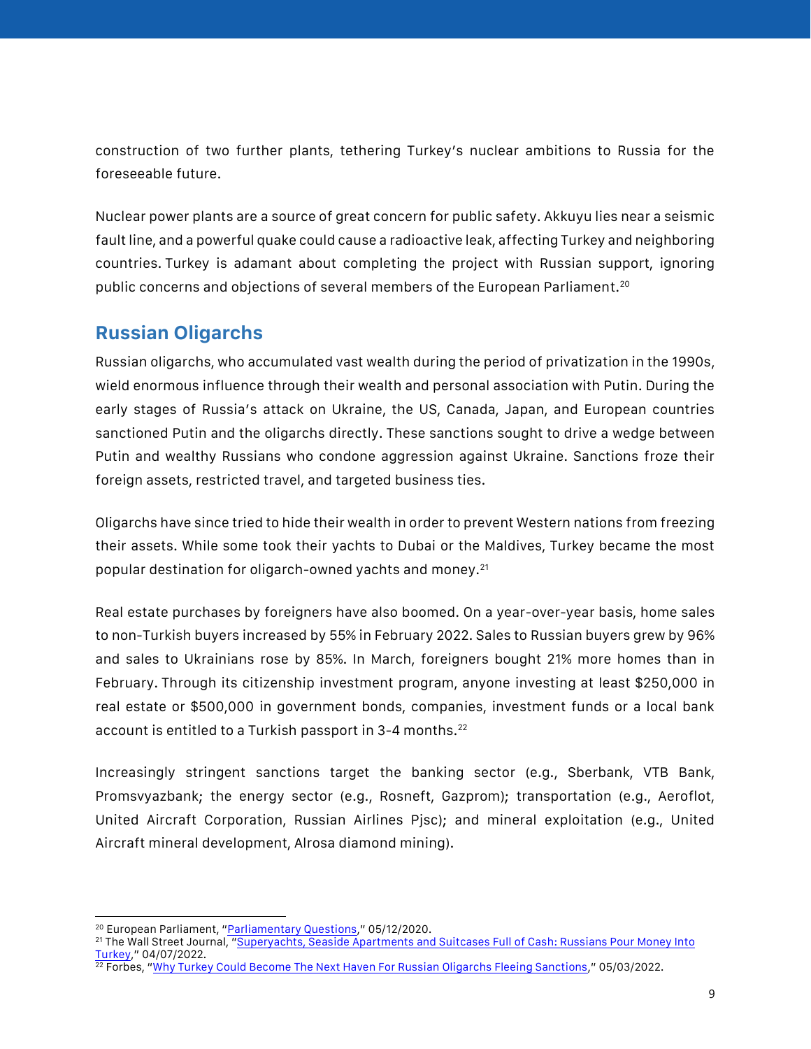construction of two further plants, tethering Turkey's nuclear ambitions to Russia for the foreseeable future.

Nuclear power plants are a source of great concern for public safety. Akkuyu lies near a seismic fault line, and a powerful quake could cause a radioactive leak, affecting Turkey and neighboring countries. Turkey is adamant about completing the project with Russian support, ignoring public concerns and objections of several members of the European Parliament.[20]

## Russian Oligarchs

Russian oligarchs, who accumulated vast wealth during the period of privatization in the 1990s, wield enormous influence through their wealth and personal association with Putin. During the early stages of Russia's attack on Ukraine, the US, Canada, Japan, and European countries sanctioned Putin and the oligarchs directly. These sanctions sought to drive a wedge between Putin and wealthy Russians who condone aggression against Ukraine. Sanctions froze their foreign assets, restricted travel, and targeted business ties.

Oligarchs have since tried to hide their wealth in order to prevent Western nations from freezing their assets. While some took their yachts to Dubai or the Maldives, Turkey became the most popular destination for oligarch-owned yachts and money.[21]

Real estate purchases by foreigners have also boomed. On a year-over-year basis, home sales to non-Turkish buyers increased by 55% in February 2022. Sales to Russian buyers grew by 96% and sales to Ukrainians rose by 85%. In March, foreigners bought 21% more homes than in February. Through its citizenship investment program, anyone investing at least $250,000 in real estate or $500,000 in government bonds, companies, investment funds or a local bank account is entitled to a Turkish passport in 3-4 months.[22]

Increasingly stringent sanctions target the banking sector (e.g., Sberbank, VTB Bank, Promsvyazbank; the energy sector (e.g., Rosneft, Gazprom); transportation (e.g., Aeroflot, United Aircraft Corporation, Russian Airlines Pjsc); and mineral exploitation (e.g., United Aircraft mineral development, Alrosa diamond mining).

---

[20] European Parliament, "Parliamentary Questions," 05/12/2020.
[21] The Wall Street Journal, "Superyachts, Seaside Apartments and Suitcases Full of Cash: Russians Pour Money Into Turkey," 04/07/2022.
[22] Forbes, "Why Turkey Could Become The Next Haven For Russian Oligarchs Fleeing Sanctions," 05/03/2022.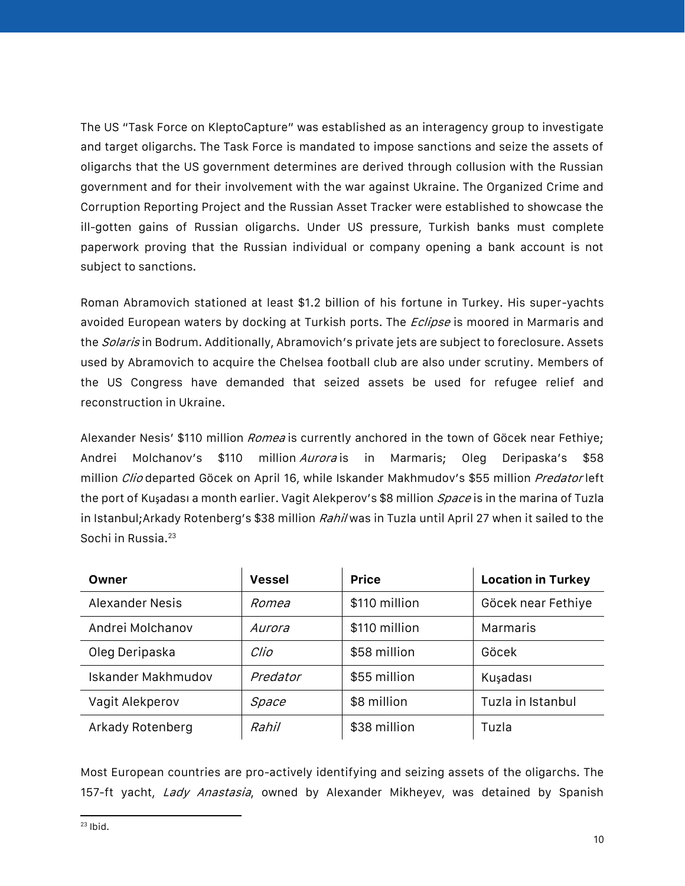The US "Task Force on KleptoCapture" was established as an interagency group to investigate and target oligarchs. The Task Force is mandated to impose sanctions and seize the assets of oligarchs that the US government determines are derived through collusion with the Russian government and for their involvement with the war against Ukraine. The Organized Crime and Corruption Reporting Project and the Russian Asset Tracker were established to showcase the ill-gotten gains of Russian oligarchs. Under US pressure, Turkish banks must complete paperwork proving that the Russian individual or company opening a bank account is not subject to sanctions.

Roman Abramovich stationed at least $1.2 billion of his fortune in Turkey. His super-yachts avoided European waters by docking at Turkish ports. The *Eclipse* is moored in Marmaris and the *Solaris* in Bodrum. Additionally, Abramovich's private jets are subject to foreclosure. Assets used by Abramovich to acquire the Chelsea football club are also under scrutiny. Members of the US Congress have demanded that seized assets be used for refugee relief and reconstruction in Ukraine.

Alexander Nesis' $110 million *Romea* is currently anchored in the town of Göcek near Fethiye; Andrei Molchanov's $110 million *Aurora* is in Marmaris; Oleg Deripaska's $58 million *Clio* departed Göcek on April 16, while Iskander Makhmudov's $55 million *Predator* left the port of Kuşadası a month earlier. Vagit Alekperov's $8 million *Space* is in the marina of Tuzla in Istanbul;Arkady Rotenberg's $38 million *Rahil* was in Tuzla until April 27 when it sailed to the Sochi in Russia.[23]

| Owner | Vessel | Price | Location in Turkey |
| --- | --- | --- | --- |
| Alexander Nesis | *Romea* | $110 million | Göcek near Fethiye |
| Andrei Molchanov | *Aurora* | $110 million | Marmaris |
| Oleg Deripaska | *Clio* | $58 million | Göcek |
| Iskander Makhmudov | *Predator* | $55 million | Kuşadası |
| Vagit Alekperov | *Space* | $8 million | Tuzla in Istanbul |
| Arkady Rotenberg | *Rahil* | $38 million | Tuzla |

Most European countries are pro-actively identifying and seizing assets of the oligarchs. The 157-ft yacht, *Lady Anastasia*, owned by Alexander Mikheyev, was detained by Spanish

[23] Ibid.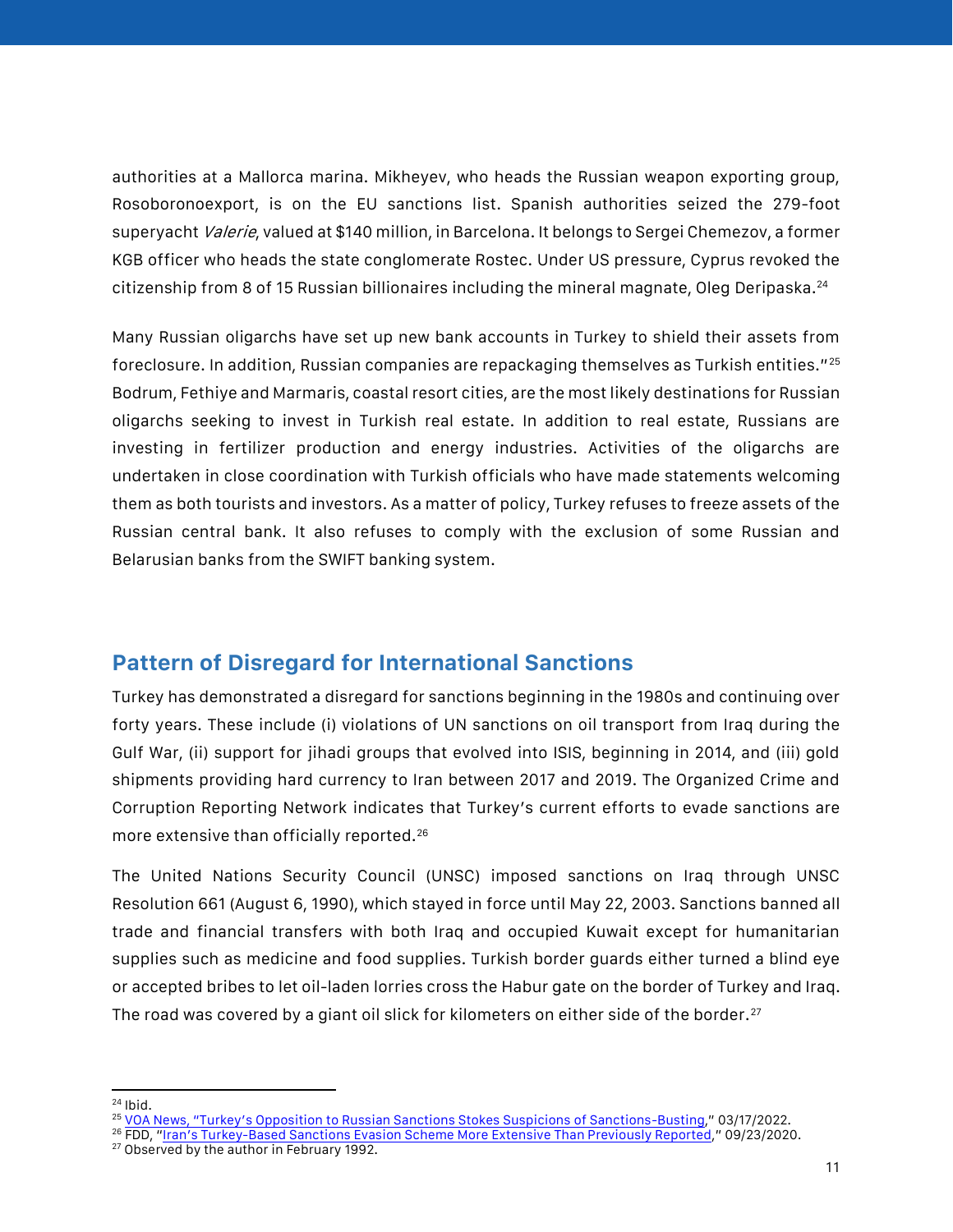authorities at a Mallorca marina. Mikheyev, who heads the Russian weapon exporting group, Rosoboronoexport, is on the EU sanctions list. Spanish authorities seized the 279-foot superyacht *Valerie*, valued at $140 million, in Barcelona. It belongs to Sergei Chemezov, a former KGB officer who heads the state conglomerate Rostec. Under US pressure, Cyprus revoked the citizenship from 8 of 15 Russian billionaires including the mineral magnate, Oleg Deripaska.[24]

Many Russian oligarchs have set up new bank accounts in Turkey to shield their assets from foreclosure. In addition, Russian companies are repackaging themselves as Turkish entities."[25] Bodrum, Fethiye and Marmaris, coastal resort cities, are the most likely destinations for Russian oligarchs seeking to invest in Turkish real estate. In addition to real estate, Russians are investing in fertilizer production and energy industries. Activities of the oligarchs are undertaken in close coordination with Turkish officials who have made statements welcoming them as both tourists and investors. As a matter of policy, Turkey refuses to freeze assets of the Russian central bank. It also refuses to comply with the exclusion of some Russian and Belarusian banks from the SWIFT banking system.

## Pattern of Disregard for International Sanctions

Turkey has demonstrated a disregard for sanctions beginning in the 1980s and continuing over forty years. These include (i) violations of UN sanctions on oil transport from Iraq during the Gulf War, (ii) support for jihadi groups that evolved into ISIS, beginning in 2014, and (iii) gold shipments providing hard currency to Iran between 2017 and 2019. The Organized Crime and Corruption Reporting Network indicates that Turkey's current efforts to evade sanctions are more extensive than officially reported.[26]

The United Nations Security Council (UNSC) imposed sanctions on Iraq through UNSC Resolution 661 (August 6, 1990), which stayed in force until May 22, 2003. Sanctions banned all trade and financial transfers with both Iraq and occupied Kuwait except for humanitarian supplies such as medicine and food supplies. Turkish border guards either turned a blind eye or accepted bribes to let oil-laden lorries cross the Habur gate on the border of Turkey and Iraq. The road was covered by a giant oil slick for kilometers on either side of the border.[27]

---

[24] Ibid.

[25] VOA News, "Turkey's Opposition to Russian Sanctions Stokes Suspicions of Sanctions-Busting," 03/17/2022.

[26] FDD, "Iran's Turkey-Based Sanctions Evasion Scheme More Extensive Than Previously Reported," 09/23/2020.

[27] Observed by the author in February 1992.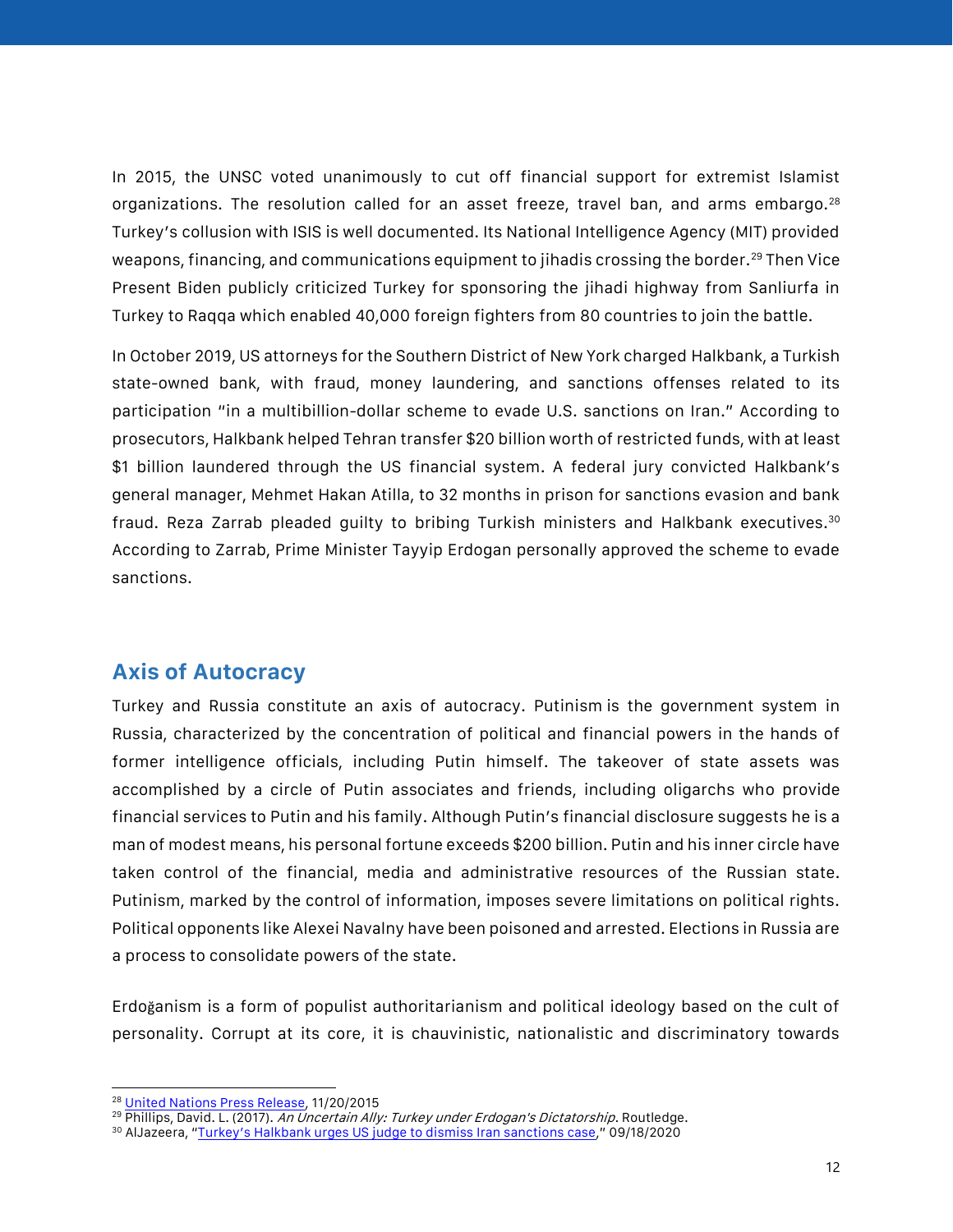In 2015, the UNSC voted unanimously to cut off financial support for extremist Islamist organizations. The resolution called for an asset freeze, travel ban, and arms embargo.[28] Turkey's collusion with ISIS is well documented. Its National Intelligence Agency (MIT) provided weapons, financing, and communications equipment to jihadis crossing the border.[29] Then Vice Present Biden publicly criticized Turkey for sponsoring the jihadi highway from Sanliurfa in Turkey to Raqqa which enabled 40,000 foreign fighters from 80 countries to join the battle.

In October 2019, US attorneys for the Southern District of New York charged Halkbank, a Turkish state-owned bank, with fraud, money laundering, and sanctions offenses related to its participation "in a multibillion-dollar scheme to evade U.S. sanctions on Iran." According to prosecutors, Halkbank helped Tehran transfer $20 billion worth of restricted funds, with at least $1 billion laundered through the US financial system. A federal jury convicted Halkbank's general manager, Mehmet Hakan Atilla, to 32 months in prison for sanctions evasion and bank fraud. Reza Zarrab pleaded guilty to bribing Turkish ministers and Halkbank executives.[30] According to Zarrab, Prime Minister Tayyip Erdogan personally approved the scheme to evade sanctions.

## Axis of Autocracy

Turkey and Russia constitute an axis of autocracy. Putinism is the government system in Russia, characterized by the concentration of political and financial powers in the hands of former intelligence officials, including Putin himself. The takeover of state assets was accomplished by a circle of Putin associates and friends, including oligarchs who provide financial services to Putin and his family. Although Putin's financial disclosure suggests he is a man of modest means, his personal fortune exceeds $200 billion. Putin and his inner circle have taken control of the financial, media and administrative resources of the Russian state. Putinism, marked by the control of information, imposes severe limitations on political rights. Political opponents like Alexei Navalny have been poisoned and arrested. Elections in Russia are a process to consolidate powers of the state.

Erdoğanism is a form of populist authoritarianism and political ideology based on the cult of personality. Corrupt at its core, it is chauvinistic, nationalistic and discriminatory towards

---

[28] United Nations Press Release, 11/20/2015

[29] Phillips, David. L. (2017). *An Uncertain Ally: Turkey under Erdogan's Dictatorship*. Routledge.

[30] AlJazeera, "Turkey's Halkbank urges US judge to dismiss Iran sanctions case," 09/18/2020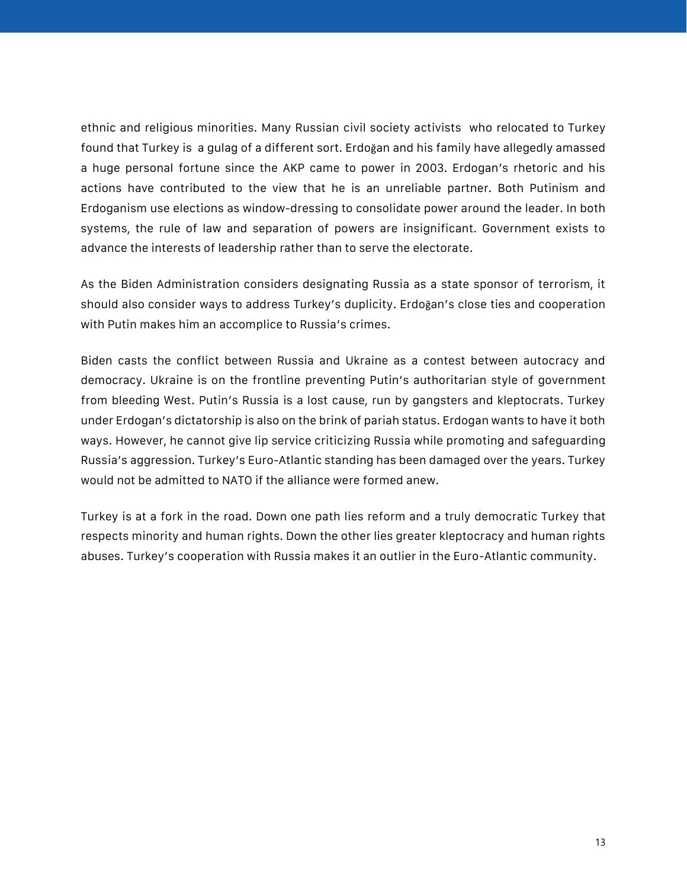ethnic and religious minorities. Many Russian civil society activists who relocated to Turkey found that Turkey is a gulag of a different sort. Erdoğan and his family have allegedly amassed a huge personal fortune since the AKP came to power in 2003. Erdogan's rhetoric and his actions have contributed to the view that he is an unreliable partner. Both Putinism and Erdoganism use elections as window-dressing to consolidate power around the leader. In both systems, the rule of law and separation of powers are insignificant. Government exists to advance the interests of leadership rather than to serve the electorate.

As the Biden Administration considers designating Russia as a state sponsor of terrorism, it should also consider ways to address Turkey's duplicity. Erdoğan's close ties and cooperation with Putin makes him an accomplice to Russia's crimes.

Biden casts the conflict between Russia and Ukraine as a contest between autocracy and democracy. Ukraine is on the frontline preventing Putin's authoritarian style of government from bleeding West. Putin's Russia is a lost cause, run by gangsters and kleptocrats. Turkey under Erdogan's dictatorship is also on the brink of pariah status. Erdogan wants to have it both ways. However, he cannot give lip service criticizing Russia while promoting and safeguarding Russia's aggression. Turkey's Euro-Atlantic standing has been damaged over the years. Turkey would not be admitted to NATO if the alliance were formed anew.

Turkey is at a fork in the road. Down one path lies reform and a truly democratic Turkey that respects minority and human rights. Down the other lies greater kleptocracy and human rights abuses. Turkey's cooperation with Russia makes it an outlier in the Euro-Atlantic community.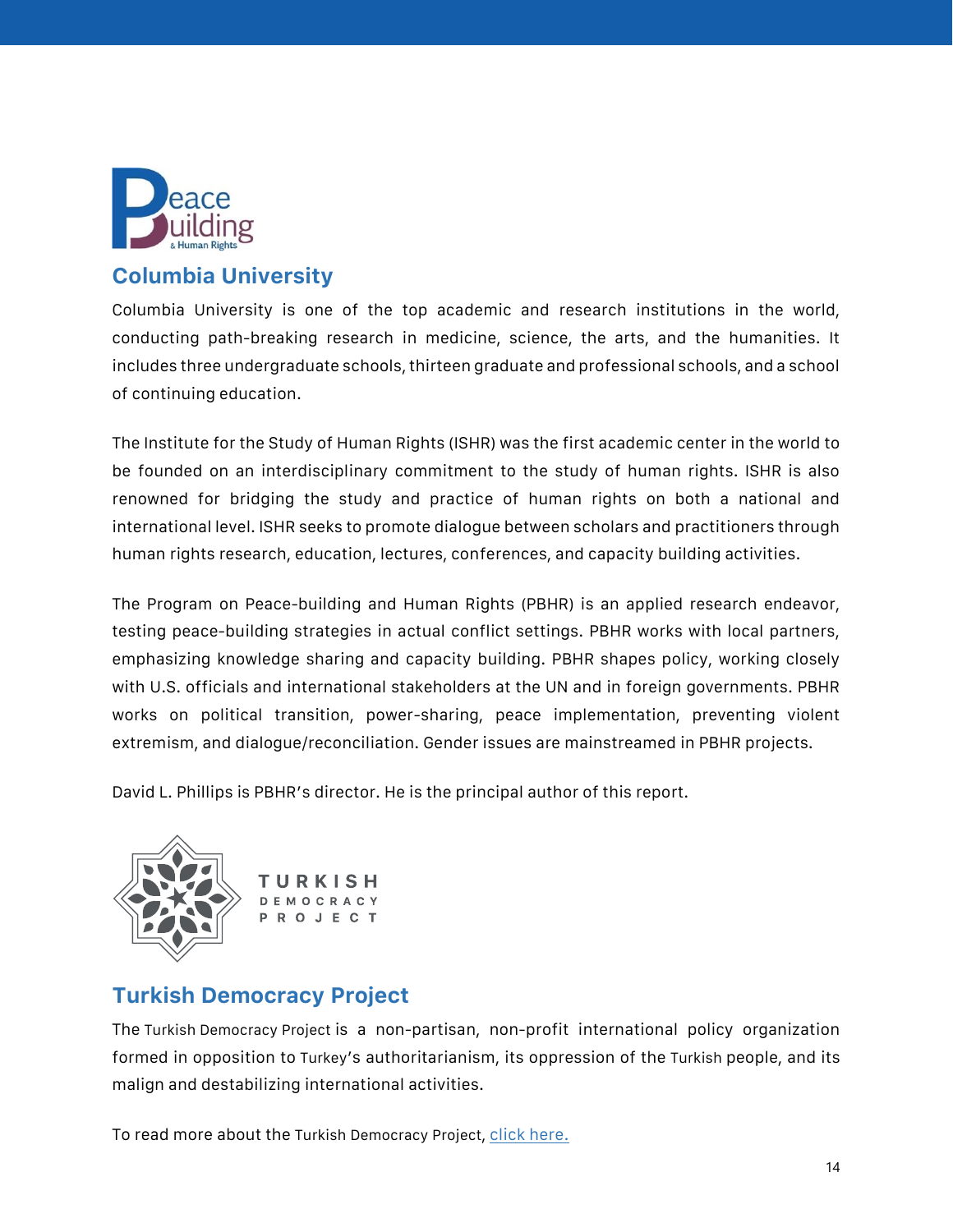## Columbia University

Columbia University is one of the top academic and research institutions in the world, conducting path-breaking research in medicine, science, the arts, and the humanities. It includes three undergraduate schools, thirteen graduate and professional schools, and a school of continuing education.

The Institute for the Study of Human Rights (ISHR) was the first academic center in the world to be founded on an interdisciplinary commitment to the study of human rights. ISHR is also renowned for bridging the study and practice of human rights on both a national and international level. ISHR seeks to promote dialogue between scholars and practitioners through human rights research, education, lectures, conferences, and capacity building activities.

The Program on Peace-building and Human Rights (PBHR) is an applied research endeavor, testing peace-building strategies in actual conflict settings. PBHR works with local partners, emphasizing knowledge sharing and capacity building. PBHR shapes policy, working closely with U.S. officials and international stakeholders at the UN and in foreign governments. PBHR works on political transition, power-sharing, peace implementation, preventing violent extremism, and dialogue/reconciliation. Gender issues are mainstreamed in PBHR projects.

David L. Phillips is PBHR's director. He is the principal author of this report.

## Turkish Democracy Project

The Turkish Democracy Project is a non-partisan, non-profit international policy organization formed in opposition to Turkey's authoritarianism, its oppression of the Turkish people, and its malign and destabilizing international activities.

To read more about the Turkish Democracy Project, click here.